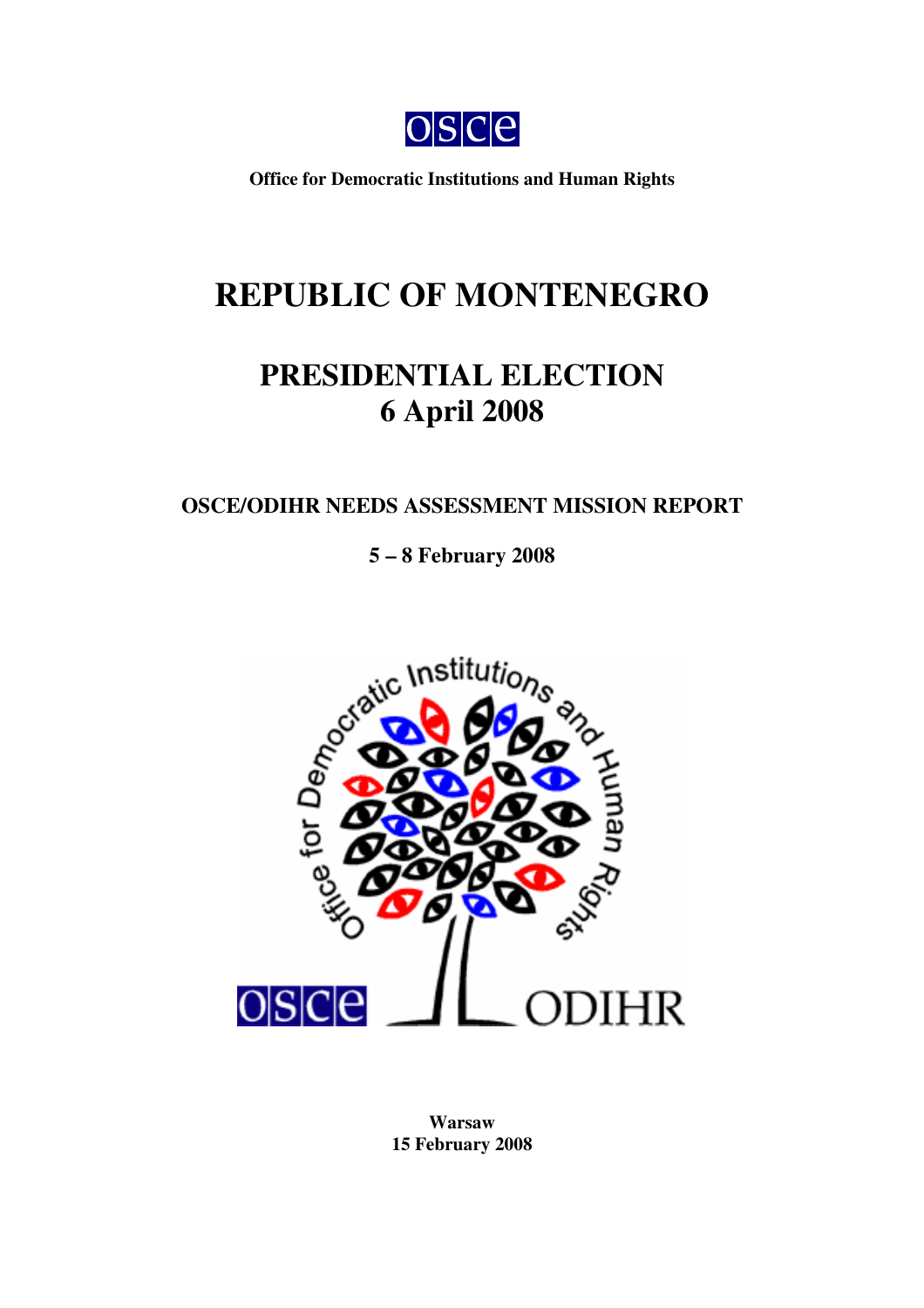**Office for Democratic Institutions and Human Rights**

# REPUBLIC OF MONTENEGRO

## PRESIDENTIAL ELECTION
## 6 April 2008

### OSCE/ODIHR NEEDS ASSESSMENT MISSION REPORT

**5 – 8 February 2008**

**Warsaw**
**15 February 2008**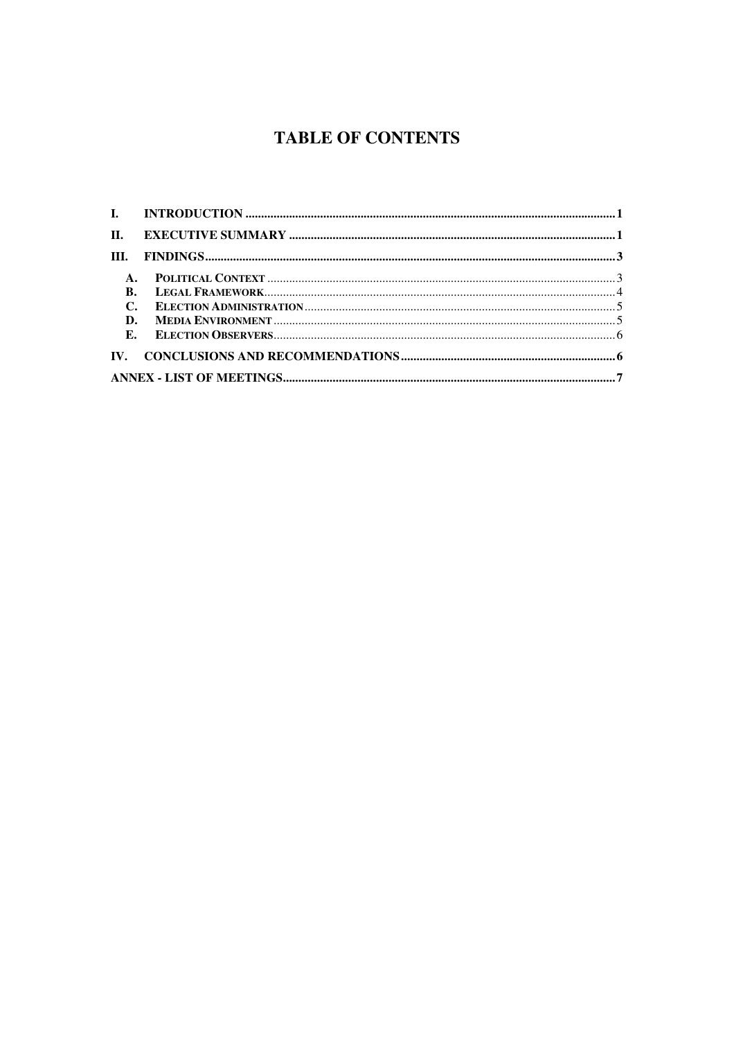# TABLE OF CONTENTS

I. INTRODUCTION ..... 1

II. EXECUTIVE SUMMARY ..... 1

III. FINDINGS ..... 3

- A. POLITICAL CONTEXT ..... 3
- B. LEGAL FRAMEWORK ..... 4
- C. ELECTION ADMINISTRATION ..... 5
- D. MEDIA ENVIRONMENT ..... 5
- E. ELECTION OBSERVERS ..... 6

IV. CONCLUSIONS AND RECOMMENDATIONS ..... 6

ANNEX - LIST OF MEETINGS ..... 7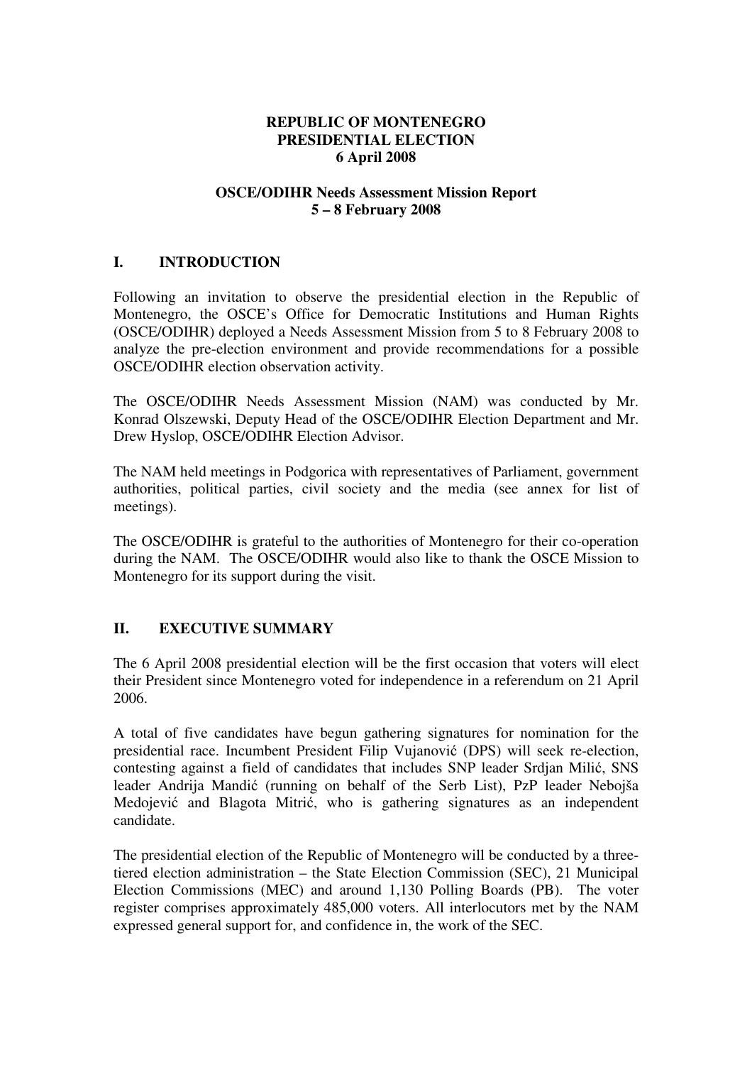**REPUBLIC OF MONTENEGRO**
**PRESIDENTIAL ELECTION**
**6 April 2008**

**OSCE/ODIHR Needs Assessment Mission Report**
**5 – 8 February 2008**

## I. INTRODUCTION

Following an invitation to observe the presidential election in the Republic of Montenegro, the OSCE's Office for Democratic Institutions and Human Rights (OSCE/ODIHR) deployed a Needs Assessment Mission from 5 to 8 February 2008 to analyze the pre-election environment and provide recommendations for a possible OSCE/ODIHR election observation activity.

The OSCE/ODIHR Needs Assessment Mission (NAM) was conducted by Mr. Konrad Olszewski, Deputy Head of the OSCE/ODIHR Election Department and Mr. Drew Hyslop, OSCE/ODIHR Election Advisor.

The NAM held meetings in Podgorica with representatives of Parliament, government authorities, political parties, civil society and the media (see annex for list of meetings).

The OSCE/ODIHR is grateful to the authorities of Montenegro for their co-operation during the NAM. The OSCE/ODIHR would also like to thank the OSCE Mission to Montenegro for its support during the visit.

## II. EXECUTIVE SUMMARY

The 6 April 2008 presidential election will be the first occasion that voters will elect their President since Montenegro voted for independence in a referendum on 21 April 2006.

A total of five candidates have begun gathering signatures for nomination for the presidential race. Incumbent President Filip Vujanović (DPS) will seek re-election, contesting against a field of candidates that includes SNP leader Srdjan Milić, SNS leader Andrija Mandić (running on behalf of the Serb List), PzP leader Nebojša Medojević and Blagota Mitrić, who is gathering signatures as an independent candidate.

The presidential election of the Republic of Montenegro will be conducted by a three-tiered election administration – the State Election Commission (SEC), 21 Municipal Election Commissions (MEC) and around 1,130 Polling Boards (PB). The voter register comprises approximately 485,000 voters. All interlocutors met by the NAM expressed general support for, and confidence in, the work of the SEC.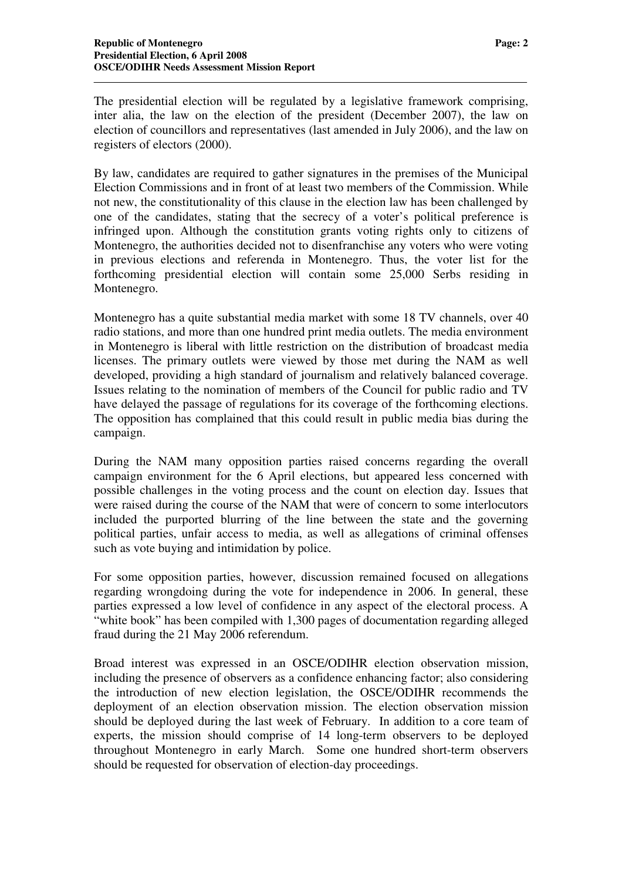The presidential election will be regulated by a legislative framework comprising, inter alia, the law on the election of the president (December 2007), the law on election of councillors and representatives (last amended in July 2006), and the law on registers of electors (2000).

By law, candidates are required to gather signatures in the premises of the Municipal Election Commissions and in front of at least two members of the Commission. While not new, the constitutionality of this clause in the election law has been challenged by one of the candidates, stating that the secrecy of a voter's political preference is infringed upon. Although the constitution grants voting rights only to citizens of Montenegro, the authorities decided not to disenfranchise any voters who were voting in previous elections and referenda in Montenegro. Thus, the voter list for the forthcoming presidential election will contain some 25,000 Serbs residing in Montenegro.

Montenegro has a quite substantial media market with some 18 TV channels, over 40 radio stations, and more than one hundred print media outlets. The media environment in Montenegro is liberal with little restriction on the distribution of broadcast media licenses. The primary outlets were viewed by those met during the NAM as well developed, providing a high standard of journalism and relatively balanced coverage. Issues relating to the nomination of members of the Council for public radio and TV have delayed the passage of regulations for its coverage of the forthcoming elections. The opposition has complained that this could result in public media bias during the campaign.

During the NAM many opposition parties raised concerns regarding the overall campaign environment for the 6 April elections, but appeared less concerned with possible challenges in the voting process and the count on election day. Issues that were raised during the course of the NAM that were of concern to some interlocutors included the purported blurring of the line between the state and the governing political parties, unfair access to media, as well as allegations of criminal offenses such as vote buying and intimidation by police.

For some opposition parties, however, discussion remained focused on allegations regarding wrongdoing during the vote for independence in 2006. In general, these parties expressed a low level of confidence in any aspect of the electoral process. A "white book" has been compiled with 1,300 pages of documentation regarding alleged fraud during the 21 May 2006 referendum.

Broad interest was expressed in an OSCE/ODIHR election observation mission, including the presence of observers as a confidence enhancing factor; also considering the introduction of new election legislation, the OSCE/ODIHR recommends the deployment of an election observation mission. The election observation mission should be deployed during the last week of February. In addition to a core team of experts, the mission should comprise of 14 long-term observers to be deployed throughout Montenegro in early March. Some one hundred short-term observers should be requested for observation of election-day proceedings.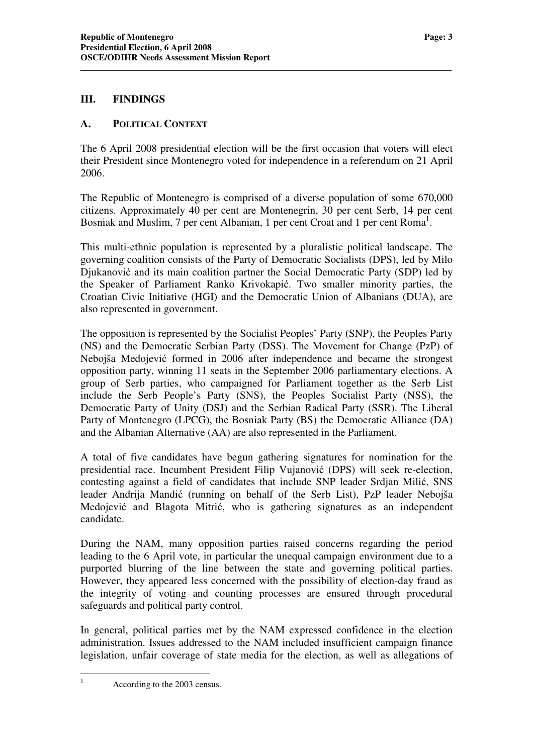## III. FINDINGS

### A. POLITICAL CONTEXT

The 6 April 2008 presidential election will be the first occasion that voters will elect their President since Montenegro voted for independence in a referendum on 21 April 2006.

The Republic of Montenegro is comprised of a diverse population of some 670,000 citizens. Approximately 40 per cent are Montenegrin, 30 per cent Serb, 14 per cent Bosniak and Muslim, 7 per cent Albanian, 1 per cent Croat and 1 per cent Roma[1].

This multi-ethnic population is represented by a pluralistic political landscape. The governing coalition consists of the Party of Democratic Socialists (DPS), led by Milo Djukanović and its main coalition partner the Social Democratic Party (SDP) led by the Speaker of Parliament Ranko Krivokapić. Two smaller minority parties, the Croatian Civic Initiative (HGI) and the Democratic Union of Albanians (DUA), are also represented in government.

The opposition is represented by the Socialist Peoples' Party (SNP), the Peoples Party (NS) and the Democratic Serbian Party (DSS). The Movement for Change (PzP) of Nebojša Medojević formed in 2006 after independence and became the strongest opposition party, winning 11 seats in the September 2006 parliamentary elections. A group of Serb parties, who campaigned for Parliament together as the Serb List include the Serb People's Party (SNS), the Peoples Socialist Party (NSS), the Democratic Party of Unity (DSJ) and the Serbian Radical Party (SSR). The Liberal Party of Montenegro (LPCG), the Bosniak Party (BS) the Democratic Alliance (DA) and the Albanian Alternative (AA) are also represented in the Parliament.

A total of five candidates have begun gathering signatures for nomination for the presidential race. Incumbent President Filip Vujanović (DPS) will seek re-election, contesting against a field of candidates that include SNP leader Srdjan Milić, SNS leader Andrija Mandić (running on behalf of the Serb List), PzP leader Nebojša Medojević and Blagota Mitrić, who is gathering signatures as an independent candidate.

During the NAM, many opposition parties raised concerns regarding the period leading to the 6 April vote, in particular the unequal campaign environment due to a purported blurring of the line between the state and governing political parties. However, they appeared less concerned with the possibility of election-day fraud as the integrity of voting and counting processes are ensured through procedural safeguards and political party control.

In general, political parties met by the NAM expressed confidence in the election administration. Issues addressed to the NAM included insufficient campaign finance legislation, unfair coverage of state media for the election, as well as allegations of

[1] According to the 2003 census.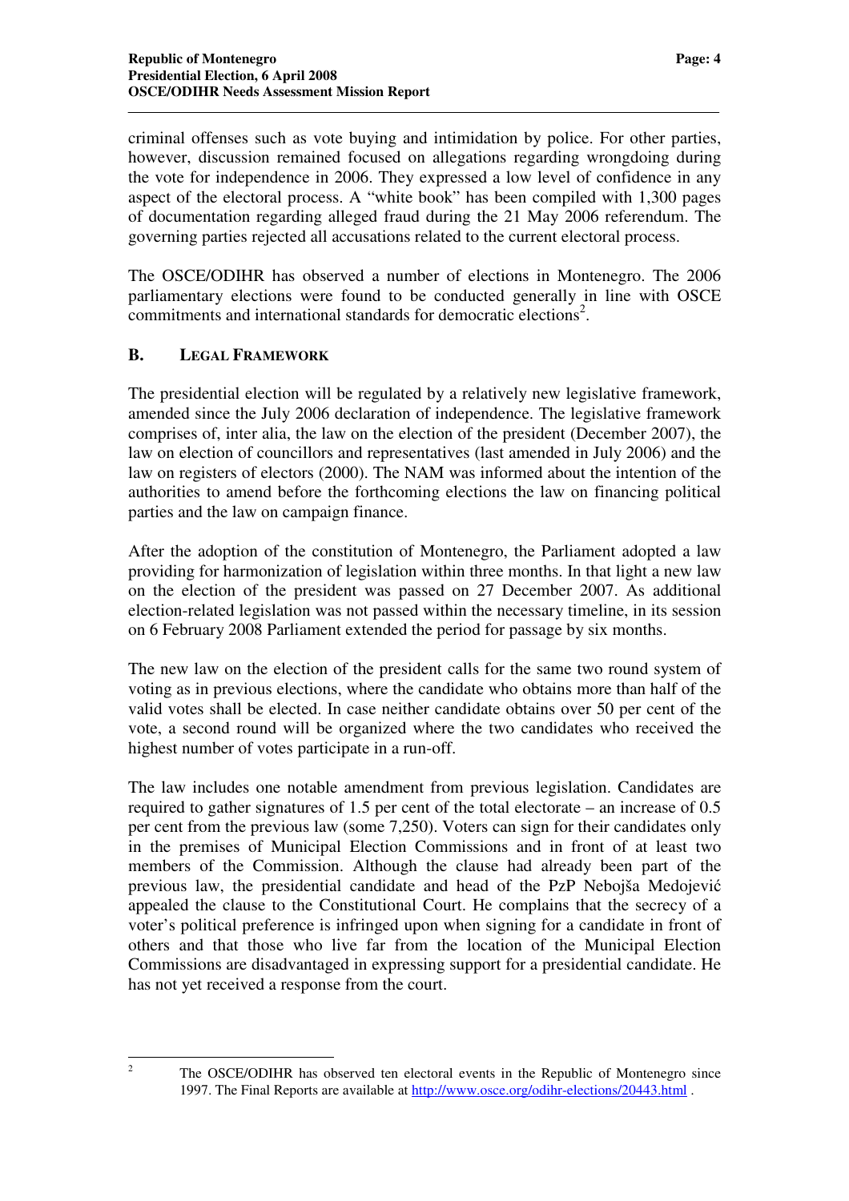criminal offenses such as vote buying and intimidation by police. For other parties, however, discussion remained focused on allegations regarding wrongdoing during the vote for independence in 2006. They expressed a low level of confidence in any aspect of the electoral process. A "white book" has been compiled with 1,300 pages of documentation regarding alleged fraud during the 21 May 2006 referendum. The governing parties rejected all accusations related to the current electoral process.

The OSCE/ODIHR has observed a number of elections in Montenegro. The 2006 parliamentary elections were found to be conducted generally in line with OSCE commitments and international standards for democratic elections[2].

## B. LEGAL FRAMEWORK

The presidential election will be regulated by a relatively new legislative framework, amended since the July 2006 declaration of independence. The legislative framework comprises of, inter alia, the law on the election of the president (December 2007), the law on election of councillors and representatives (last amended in July 2006) and the law on registers of electors (2000). The NAM was informed about the intention of the authorities to amend before the forthcoming elections the law on financing political parties and the law on campaign finance.

After the adoption of the constitution of Montenegro, the Parliament adopted a law providing for harmonization of legislation within three months. In that light a new law on the election of the president was passed on 27 December 2007. As additional election-related legislation was not passed within the necessary timeline, in its session on 6 February 2008 Parliament extended the period for passage by six months.

The new law on the election of the president calls for the same two round system of voting as in previous elections, where the candidate who obtains more than half of the valid votes shall be elected. In case neither candidate obtains over 50 per cent of the vote, a second round will be organized where the two candidates who received the highest number of votes participate in a run-off.

The law includes one notable amendment from previous legislation. Candidates are required to gather signatures of 1.5 per cent of the total electorate – an increase of 0.5 per cent from the previous law (some 7,250). Voters can sign for their candidates only in the premises of Municipal Election Commissions and in front of at least two members of the Commission. Although the clause had already been part of the previous law, the presidential candidate and head of the PzP Nebojša Medojević appealed the clause to the Constitutional Court. He complains that the secrecy of a voter's political preference is infringed upon when signing for a candidate in front of others and that those who live far from the location of the Municipal Election Commissions are disadvantaged in expressing support for a presidential candidate. He has not yet received a response from the court.

---

[2] The OSCE/ODIHR has observed ten electoral events in the Republic of Montenegro since 1997. The Final Reports are available at http://www.osce.org/odihr-elections/20443.html .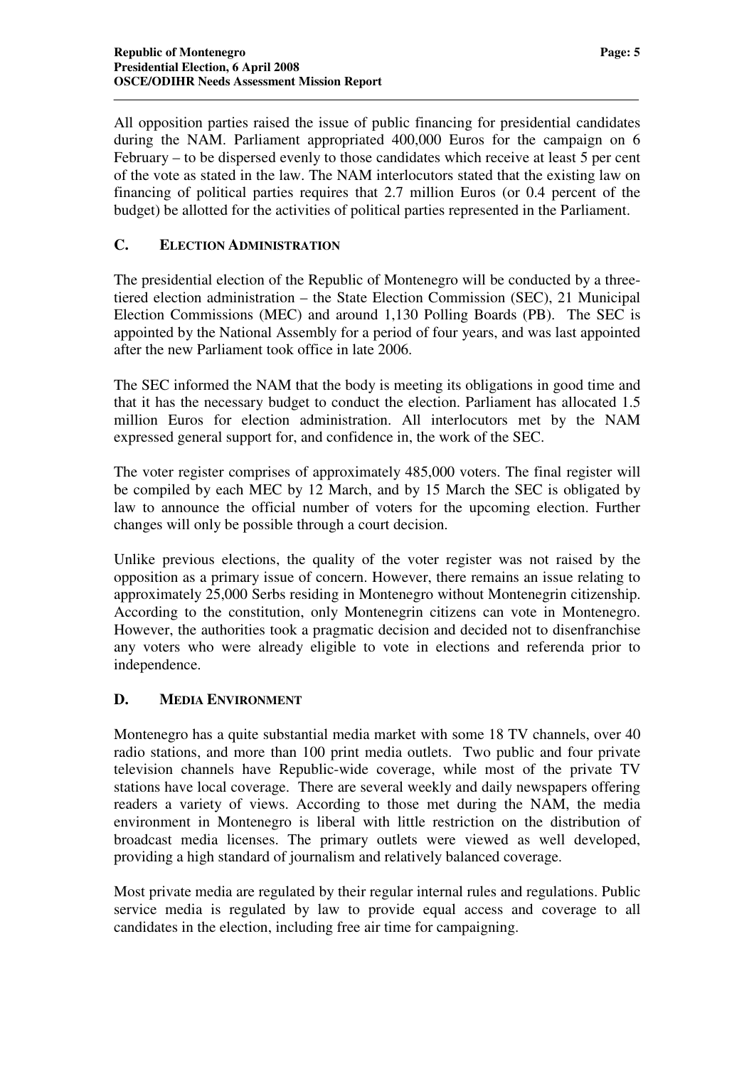All opposition parties raised the issue of public financing for presidential candidates during the NAM. Parliament appropriated 400,000 Euros for the campaign on 6 February – to be dispersed evenly to those candidates which receive at least 5 per cent of the vote as stated in the law. The NAM interlocutors stated that the existing law on financing of political parties requires that 2.7 million Euros (or 0.4 percent of the budget) be allotted for the activities of political parties represented in the Parliament.

## C. ELECTION ADMINISTRATION

The presidential election of the Republic of Montenegro will be conducted by a three-tiered election administration – the State Election Commission (SEC), 21 Municipal Election Commissions (MEC) and around 1,130 Polling Boards (PB). The SEC is appointed by the National Assembly for a period of four years, and was last appointed after the new Parliament took office in late 2006.

The SEC informed the NAM that the body is meeting its obligations in good time and that it has the necessary budget to conduct the election. Parliament has allocated 1.5 million Euros for election administration. All interlocutors met by the NAM expressed general support for, and confidence in, the work of the SEC.

The voter register comprises of approximately 485,000 voters. The final register will be compiled by each MEC by 12 March, and by 15 March the SEC is obligated by law to announce the official number of voters for the upcoming election. Further changes will only be possible through a court decision.

Unlike previous elections, the quality of the voter register was not raised by the opposition as a primary issue of concern. However, there remains an issue relating to approximately 25,000 Serbs residing in Montenegro without Montenegrin citizenship. According to the constitution, only Montenegrin citizens can vote in Montenegro. However, the authorities took a pragmatic decision and decided not to disenfranchise any voters who were already eligible to vote in elections and referenda prior to independence.

## D. MEDIA ENVIRONMENT

Montenegro has a quite substantial media market with some 18 TV channels, over 40 radio stations, and more than 100 print media outlets. Two public and four private television channels have Republic-wide coverage, while most of the private TV stations have local coverage. There are several weekly and daily newspapers offering readers a variety of views. According to those met during the NAM, the media environment in Montenegro is liberal with little restriction on the distribution of broadcast media licenses. The primary outlets were viewed as well developed, providing a high standard of journalism and relatively balanced coverage.

Most private media are regulated by their regular internal rules and regulations. Public service media is regulated by law to provide equal access and coverage to all candidates in the election, including free air time for campaigning.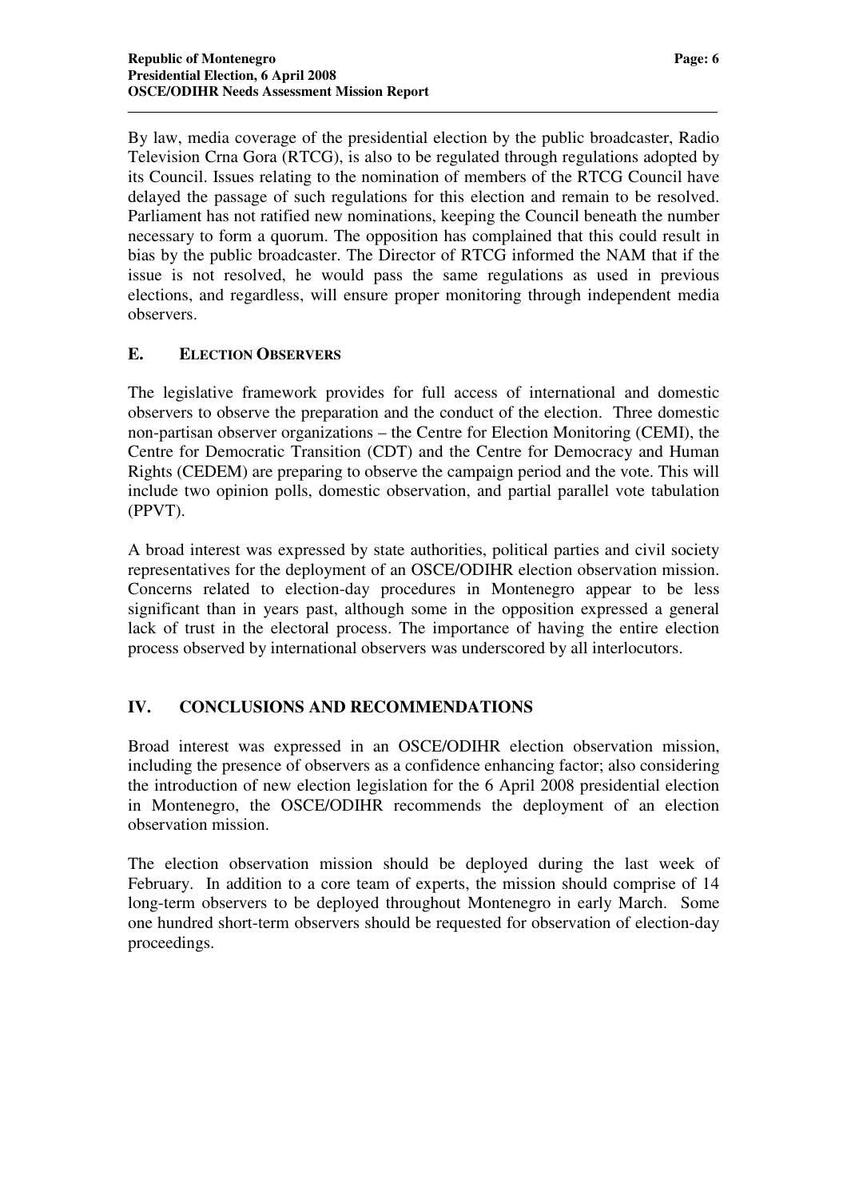By law, media coverage of the presidential election by the public broadcaster, Radio Television Crna Gora (RTCG), is also to be regulated through regulations adopted by its Council. Issues relating to the nomination of members of the RTCG Council have delayed the passage of such regulations for this election and remain to be resolved. Parliament has not ratified new nominations, keeping the Council beneath the number necessary to form a quorum. The opposition has complained that this could result in bias by the public broadcaster. The Director of RTCG informed the NAM that if the issue is not resolved, he would pass the same regulations as used in previous elections, and regardless, will ensure proper monitoring through independent media observers.

### E. ELECTION OBSERVERS

The legislative framework provides for full access of international and domestic observers to observe the preparation and the conduct of the election. Three domestic non-partisan observer organizations – the Centre for Election Monitoring (CEMI), the Centre for Democratic Transition (CDT) and the Centre for Democracy and Human Rights (CEDEM) are preparing to observe the campaign period and the vote. This will include two opinion polls, domestic observation, and partial parallel vote tabulation (PPVT).

A broad interest was expressed by state authorities, political parties and civil society representatives for the deployment of an OSCE/ODIHR election observation mission. Concerns related to election-day procedures in Montenegro appear to be less significant than in years past, although some in the opposition expressed a general lack of trust in the electoral process. The importance of having the entire election process observed by international observers was underscored by all interlocutors.

## IV. CONCLUSIONS AND RECOMMENDATIONS

Broad interest was expressed in an OSCE/ODIHR election observation mission, including the presence of observers as a confidence enhancing factor; also considering the introduction of new election legislation for the 6 April 2008 presidential election in Montenegro, the OSCE/ODIHR recommends the deployment of an election observation mission.

The election observation mission should be deployed during the last week of February. In addition to a core team of experts, the mission should comprise of 14 long-term observers to be deployed throughout Montenegro in early March. Some one hundred short-term observers should be requested for observation of election-day proceedings.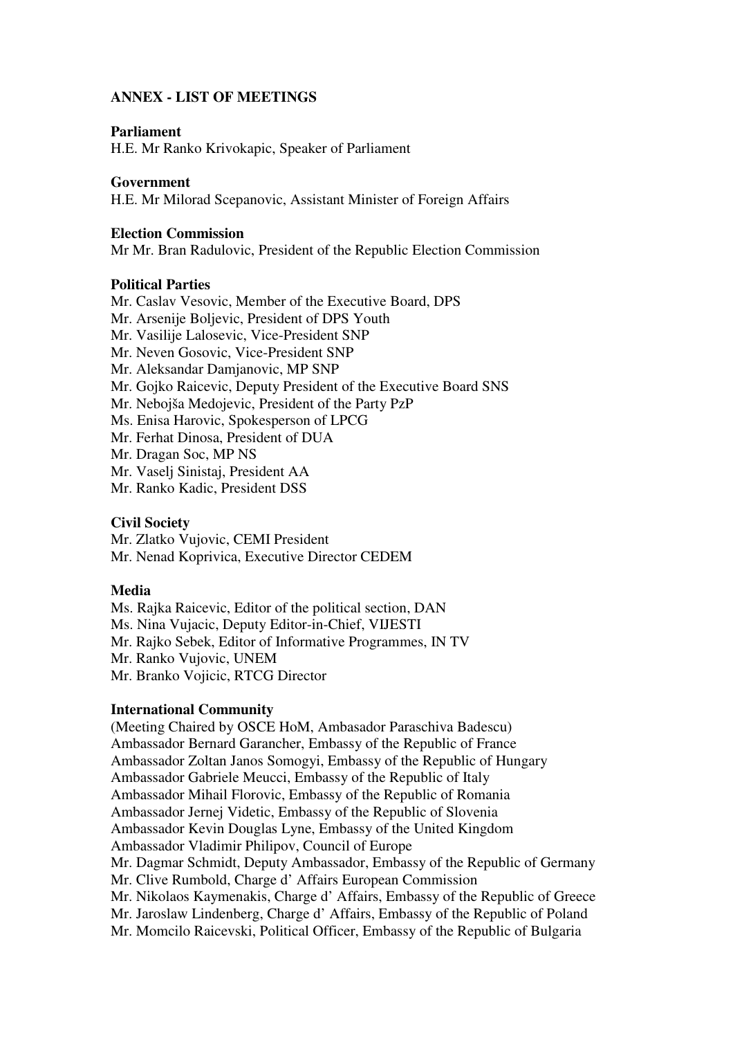## ANNEX - LIST OF MEETINGS

**Parliament**
H.E. Mr Ranko Krivokapic, Speaker of Parliament

**Government**
H.E. Mr Milorad Scepanovic, Assistant Minister of Foreign Affairs

**Election Commission**
Mr Mr. Bran Radulovic, President of the Republic Election Commission

**Political Parties**
Mr. Caslav Vesovic, Member of the Executive Board, DPS
Mr. Arsenije Boljevic, President of DPS Youth
Mr. Vasilije Lalosevic, Vice-President SNP
Mr. Neven Gosovic, Vice-President SNP
Mr. Aleksandar Damjanovic, MP SNP
Mr. Gojko Raicevic, Deputy President of the Executive Board SNS
Mr. Nebojša Medojevic, President of the Party PzP
Ms. Enisa Harovic, Spokesperson of LPCG
Mr. Ferhat Dinosa, President of DUA
Mr. Dragan Soc, MP NS
Mr. Vaselj Sinistaj, President AA
Mr. Ranko Kadic, President DSS

**Civil Society**
Mr. Zlatko Vujovic, CEMI President
Mr. Nenad Koprivica, Executive Director CEDEM

**Media**
Ms. Rajka Raicevic, Editor of the political section, DAN
Ms. Nina Vujacic, Deputy Editor-in-Chief, VIJESTI
Mr. Rajko Sebek, Editor of Informative Programmes, IN TV
Mr. Ranko Vujovic, UNEM
Mr. Branko Vojicic, RTCG Director

**International Community**
(Meeting Chaired by OSCE HoM, Ambasador Paraschiva Badescu)
Ambassador Bernard Garancher, Embassy of the Republic of France
Ambassador Zoltan Janos Somogyi, Embassy of the Republic of Hungary
Ambassador Gabriele Meucci, Embassy of the Republic of Italy
Ambassador Mihail Florovic, Embassy of the Republic of Romania
Ambassador Jernej Videtic, Embassy of the Republic of Slovenia
Ambassador Kevin Douglas Lyne, Embassy of the United Kingdom
Ambassador Vladimir Philipov, Council of Europe
Mr. Dagmar Schmidt, Deputy Ambassador, Embassy of the Republic of Germany
Mr. Clive Rumbold, Charge d' Affairs European Commission
Mr. Nikolaos Kaymenakis, Charge d' Affairs, Embassy of the Republic of Greece
Mr. Jaroslaw Lindenberg, Charge d' Affairs, Embassy of the Republic of Poland
Mr. Momcilo Raicevski, Political Officer, Embassy of the Republic of Bulgaria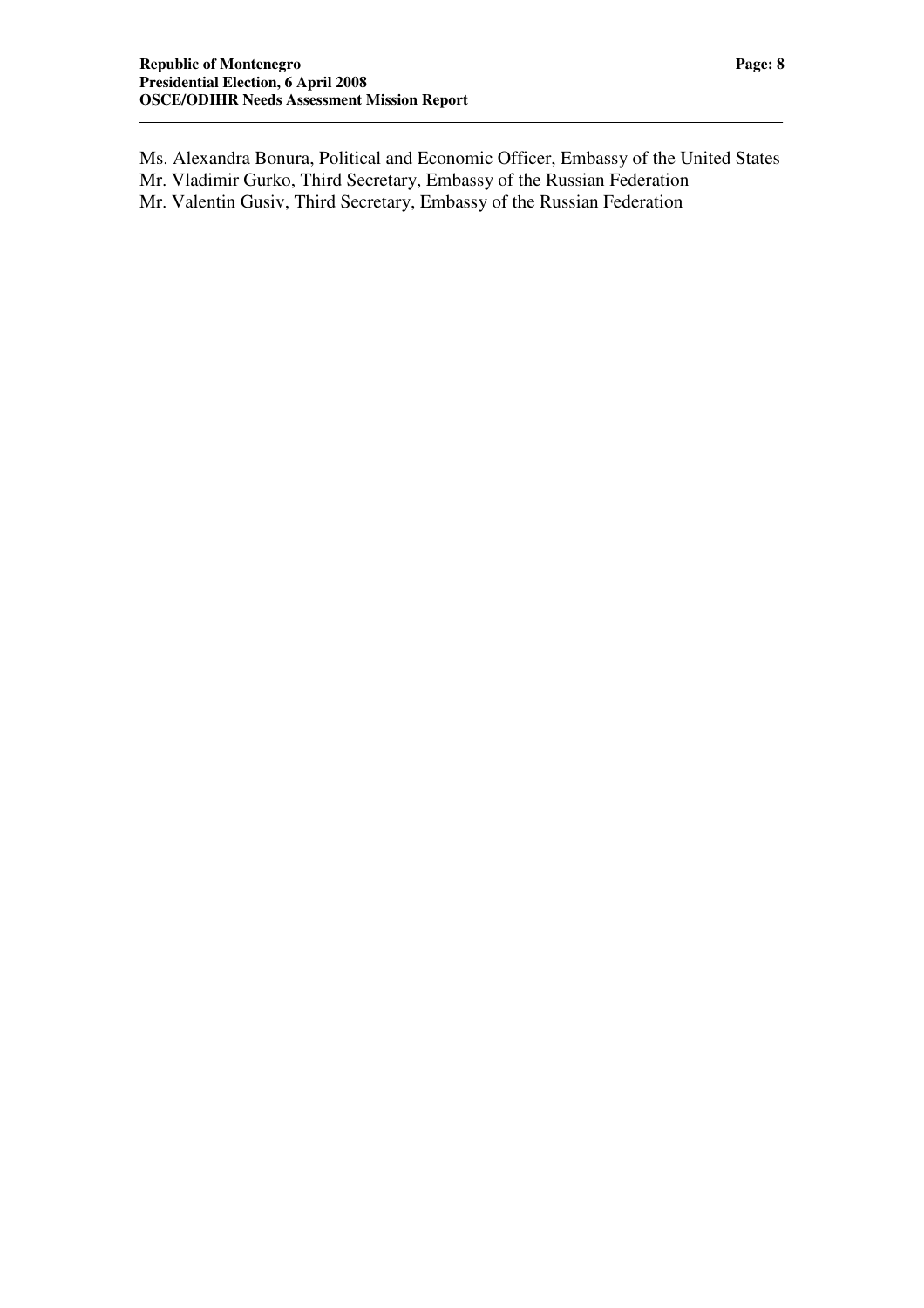Ms. Alexandra Bonura, Political and Economic Officer, Embassy of the United States
Mr. Vladimir Gurko, Third Secretary, Embassy of the Russian Federation
Mr. Valentin Gusiv, Third Secretary, Embassy of the Russian Federation